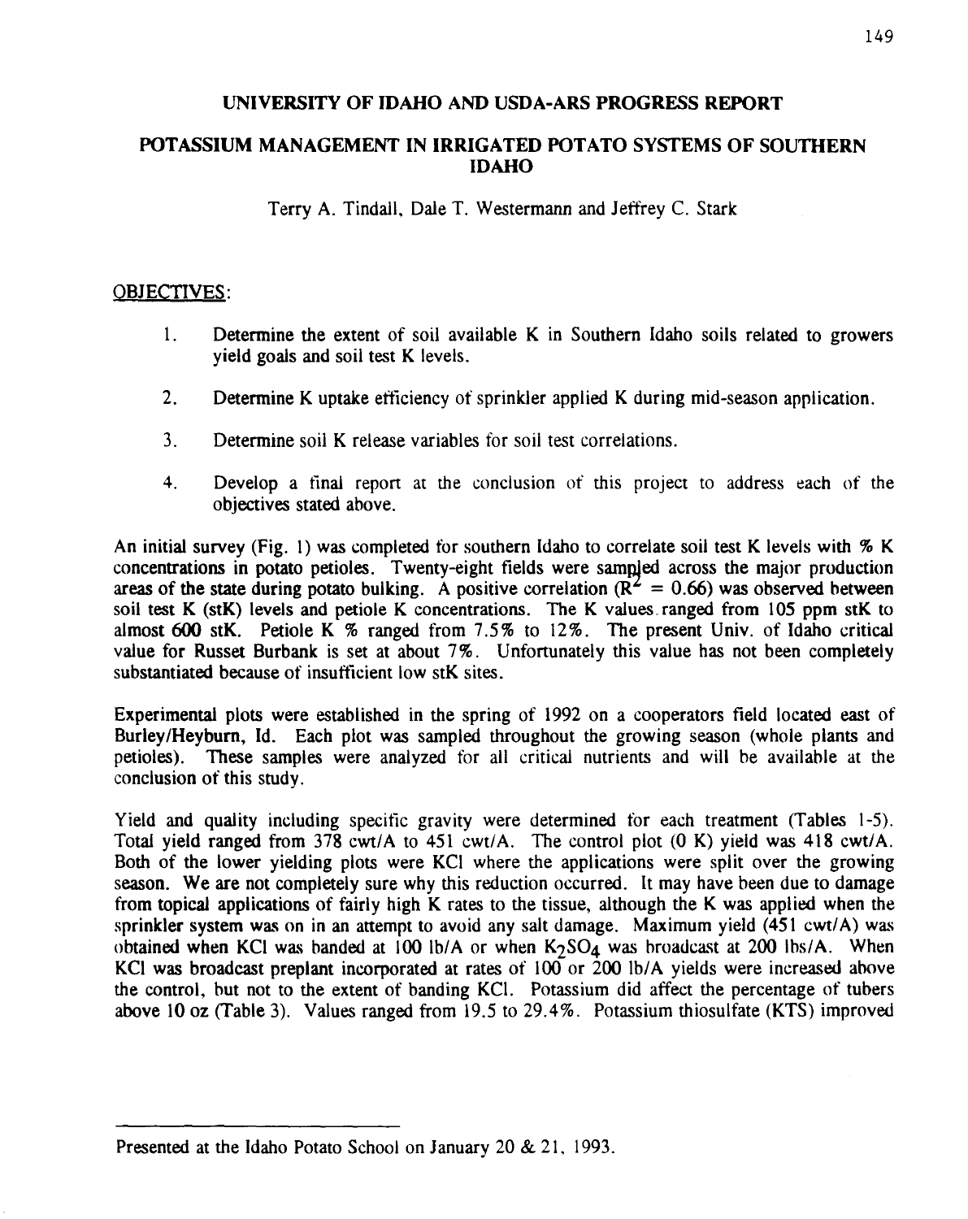# UNIVERSITY OF IDAHO AND USDA-ARS PROGRESS REPORT

## POTASSIUM MANAGEMENT IN IRRIGATED POTATO SYSTEMS OF SOUTHERN IDAHO

Terry A. Tindall, Dale T. Westermann and Jeffrey C. Stark

### OBJECTIVES:

1. Determine the extent of soil available K in Southern Idaho soils related to growers yield goals and soil test K levels.
2. Determine K uptake efficiency of sprinkler applied K during mid-season application.
3. Determine soil K release variables for soil test correlations.
4. Develop a final report at the conclusion of this project to address each of the objectives stated above.

An initial survey (Fig. 1) was completed for southern Idaho to correlate soil test K levels with % K concentrations in potato petioles. Twenty-eight fields were sampled across the major production areas of the state during potato bulking. A positive correlation ($R^2 = 0.66$) was observed between soil test K (stK) levels and petiole K concentrations. The K values ranged from 105 ppm stK to almost 600 stK. Petiole K % ranged from 7.5% to 12%. The present Univ. of Idaho critical value for Russet Burbank is set at about 7%. Unfortunately this value has not been completely substantiated because of insufficient low stK sites.

Experimental plots were established in the spring of 1992 on a cooperators field located east of Burley/Heyburn, Id. Each plot was sampled throughout the growing season (whole plants and petioles). These samples were analyzed for all critical nutrients and will be available at the conclusion of this study.

Yield and quality including specific gravity were determined for each treatment (Tables 1-5). Total yield ranged from 378 cwt/A to 451 cwt/A. The control plot (0 K) yield was 418 cwt/A. Both of the lower yielding plots were KCl where the applications were split over the growing season. We are not completely sure why this reduction occurred. It may have been due to damage from topical applications of fairly high K rates to the tissue, although the K was applied when the sprinkler system was on in an attempt to avoid any salt damage. Maximum yield (451 cwt/A) was obtained when KCl was banded at 100 lb/A or when $K_2SO_4$ was broadcast at 200 lbs/A. When KCl was broadcast preplant incorporated at rates of 100 or 200 lb/A yields were increased above the control, but not to the extent of banding KCl. Potassium did affect the percentage of tubers above 10 oz (Table 3). Values ranged from 19.5 to 29.4%. Potassium thiosulfate (KTS) improved

---

Presented at the Idaho Potato School on January 20 & 21, 1993.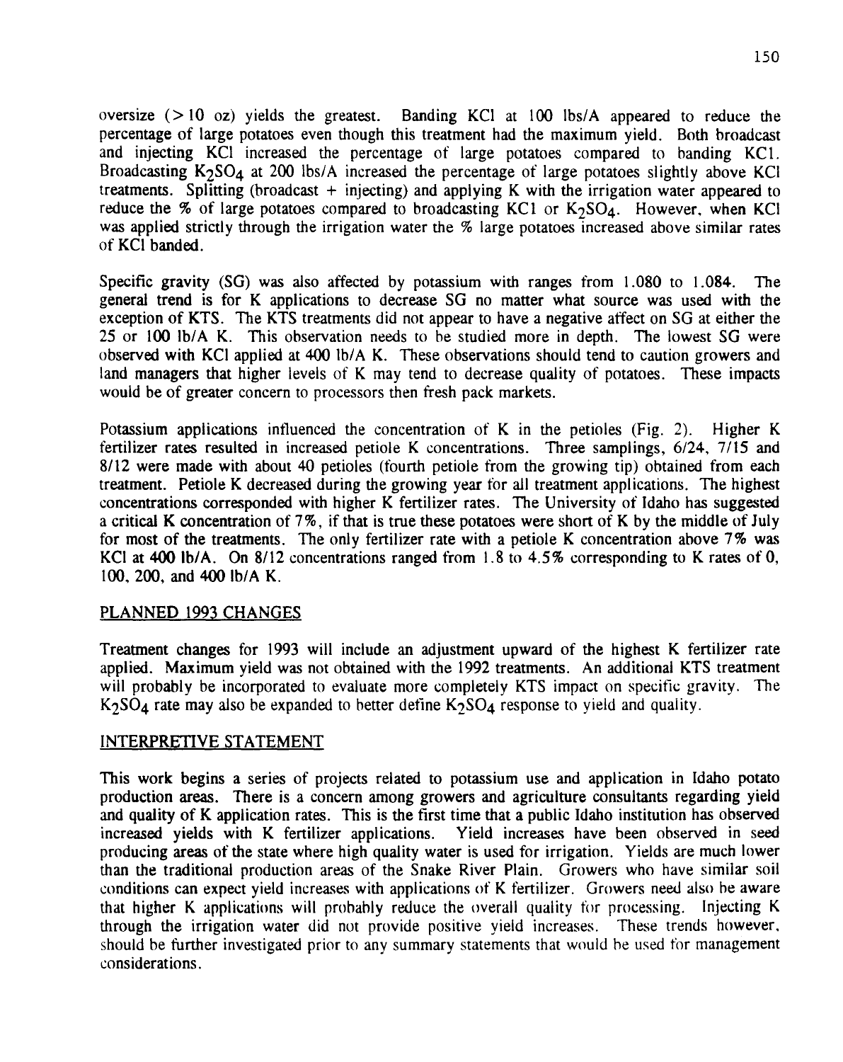oversize (> 10 oz) yields the greatest. Banding KCl at 100 lbs/A appeared to reduce the percentage of large potatoes even though this treatment had the maximum yield. Both broadcast and injecting KCl increased the percentage of large potatoes compared to banding KCl. Broadcasting $K_2SO_4$ at 200 lbs/A increased the percentage of large potatoes slightly above KCl treatments. Splitting (broadcast + injecting) and applying K with the irrigation water appeared to reduce the % of large potatoes compared to broadcasting KCl or $K_2SO_4$. However, when KCl was applied strictly through the irrigation water the % large potatoes increased above similar rates of KCl banded.

Specific gravity (SG) was also affected by potassium with ranges from 1.080 to 1.084. The general trend is for K applications to decrease SG no matter what source was used with the exception of KTS. The KTS treatments did not appear to have a negative affect on SG at either the 25 or 100 lb/A K. This observation needs to be studied more in depth. The lowest SG were observed with KCl applied at 400 lb/A K. These observations should tend to caution growers and land managers that higher levels of K may tend to decrease quality of potatoes. These impacts would be of greater concern to processors then fresh pack markets.

Potassium applications influenced the concentration of K in the petioles (Fig. 2). Higher K fertilizer rates resulted in increased petiole K concentrations. Three samplings, 6/24, 7/15 and 8/12 were made with about 40 petioles (fourth petiole from the growing tip) obtained from each treatment. Petiole K decreased during the growing year for all treatment applications. The highest concentrations corresponded with higher K fertilizer rates. The University of Idaho has suggested a critical K concentration of 7%, if that is true these potatoes were short of K by the middle of July for most of the treatments. The only fertilizer rate with a petiole K concentration above 7% was KCl at 400 lb/A. On 8/12 concentrations ranged from 1.8 to 4.5% corresponding to K rates of 0, 100, 200, and 400 lb/A K.

## PLANNED 1993 CHANGES

Treatment changes for 1993 will include an adjustment upward of the highest K fertilizer rate applied. Maximum yield was not obtained with the 1992 treatments. An additional KTS treatment will probably be incorporated to evaluate more completely KTS impact on specific gravity. The $K_2SO_4$ rate may also be expanded to better define $K_2SO_4$ response to yield and quality.

## INTERPRETIVE STATEMENT

This work begins a series of projects related to potassium use and application in Idaho potato production areas. There is a concern among growers and agriculture consultants regarding yield and quality of K application rates. This is the first time that a public Idaho institution has observed increased yields with K fertilizer applications. Yield increases have been observed in seed producing areas of the state where high quality water is used for irrigation. Yields are much lower than the traditional production areas of the Snake River Plain. Growers who have similar soil conditions can expect yield increases with applications of K fertilizer. Growers need also be aware that higher K applications will probably reduce the overall quality for processing. Injecting K through the irrigation water did not provide positive yield increases. These trends however, should be further investigated prior to any summary statements that would be used for management considerations.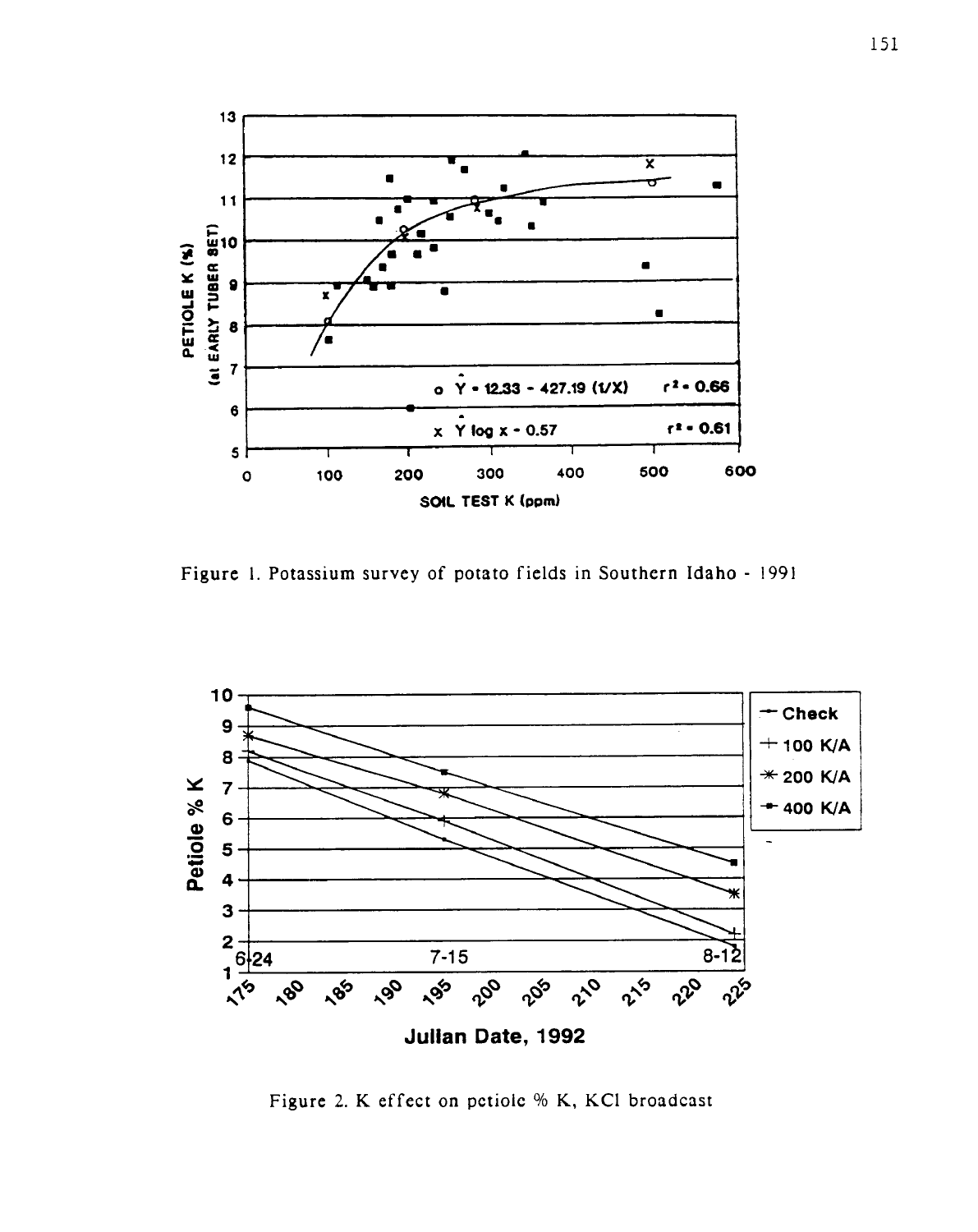Figure 1. Potassium survey of potato fields in Southern Idaho - 1991

Figure 2. K effect on petiole % K, KCl broadcast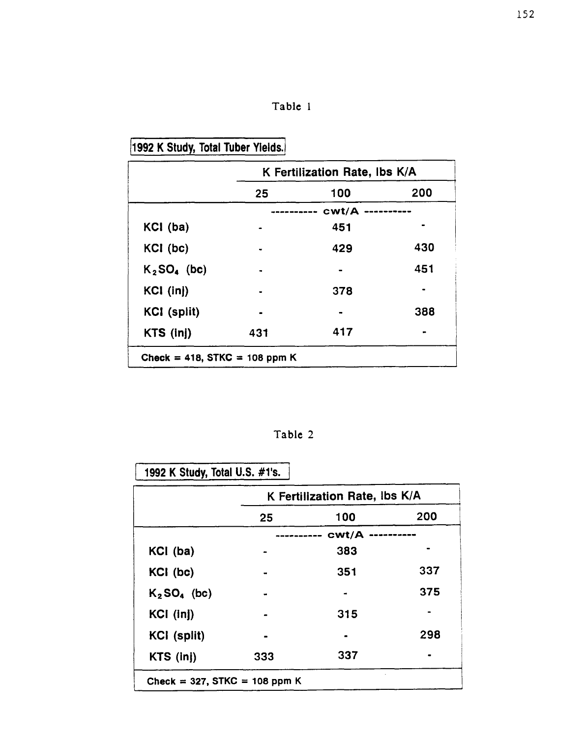Table 1

**1992 K Study, Total Tuber Yields.**

| | K Fertilization Rate, lbs K/A | | |
|---|---|---|---|
| | 25 | 100 | 200 |
| | ---------- cwt/A ---------- | | |
| KCl (ba) | - | 451 | - |
| KCl (bc) | - | 429 | 430 |
| $K_2SO_4$ (bc) | - | - | 451 |
| KCl (inj) | - | 378 | - |
| KCl (split) | - | - | 388 |
| KTS (inj) | 431 | 417 | - |
| Check = 418, STKC = 108 ppm K | | | |

Table 2

**1992 K Study, Total U.S. #1's.**

| | K Fertilization Rate, lbs K/A | | |
|---|---|---|---|
| | 25 | 100 | 200 |
| | ---------- cwt/A ---------- | | |
| KCl (ba) | - | 383 | - |
| KCl (bc) | - | 351 | 337 |
| $K_2SO_4$ (bc) | - | - | 375 |
| KCl (inj) | - | 315 | - |
| KCl (split) | - | - | 298 |
| KTS (inj) | 333 | 337 | - |
| Check = 327, STKC = 108 ppm K | | | |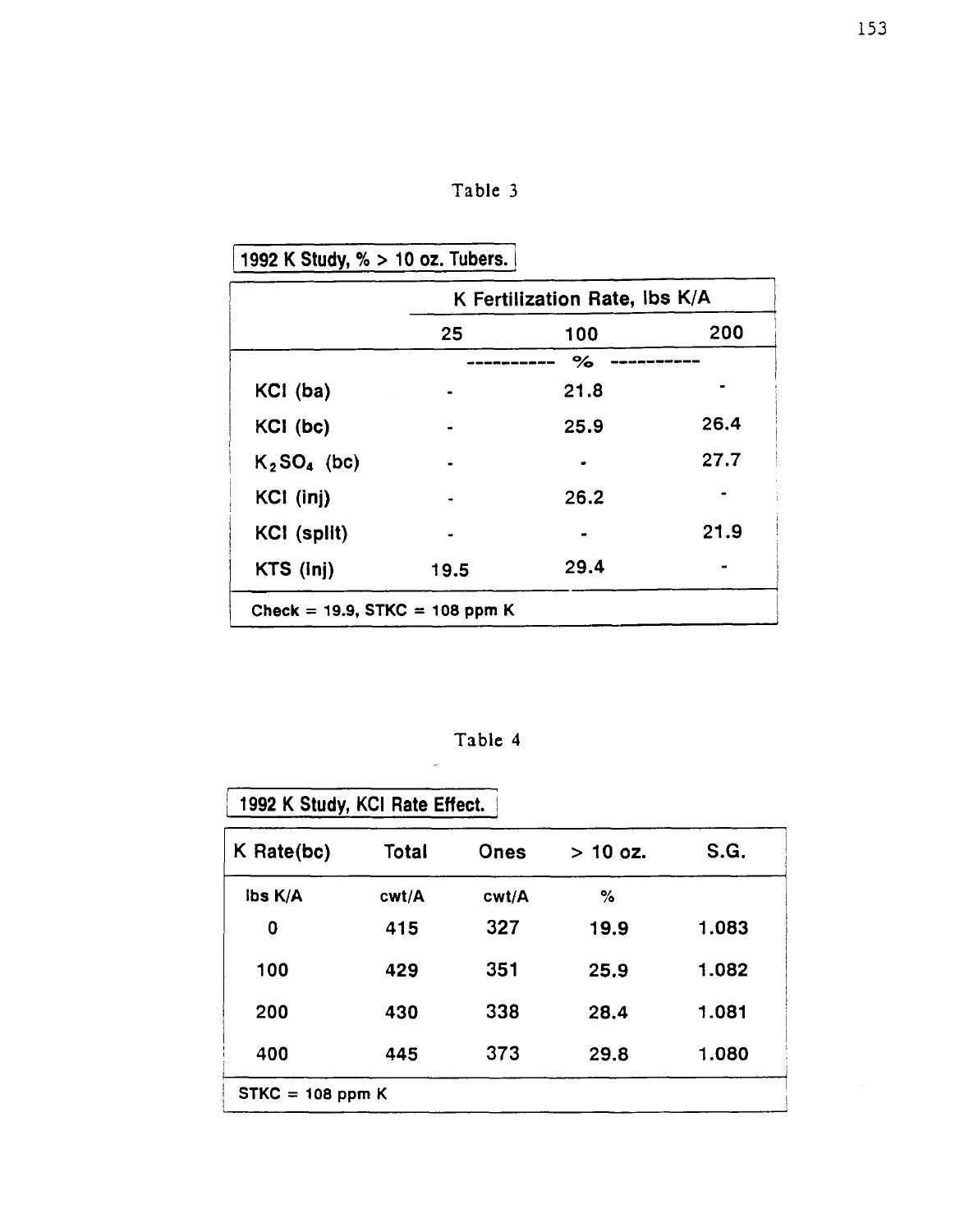Table 3

**1992 K Study, % > 10 oz. Tubers.**

| | K Fertilization Rate, lbs K/A | | |
|---|---|---|---|
| | 25 | 100 | 200 |
| | ---------- % ---------- | | |
| KCl (ba) | - | 21.8 | - |
| KCl (bc) | - | 25.9 | 26.4 |
| $K_2SO_4$ (bc) | - | - | 27.7 |
| KCl (inj) | - | 26.2 | - |
| KCl (split) | - | - | 21.9 |
| KTS (inj) | 19.5 | 29.4 | - |
| Check = 19.9, STKC = 108 ppm K | | | |

Table 4

**1992 K Study, KCl Rate Effect.**

| K Rate(bc) | Total | Ones | > 10 oz. | S.G. |
|---|---|---|---|---|
| lbs K/A | cwt/A | cwt/A | % | |
| 0 | 415 | 327 | 19.9 | 1.083 |
| 100 | 429 | 351 | 25.9 | 1.082 |
| 200 | 430 | 338 | 28.4 | 1.081 |
| 400 | 445 | 373 | 29.8 | 1.080 |
| STKC = 108 ppm K | | | | |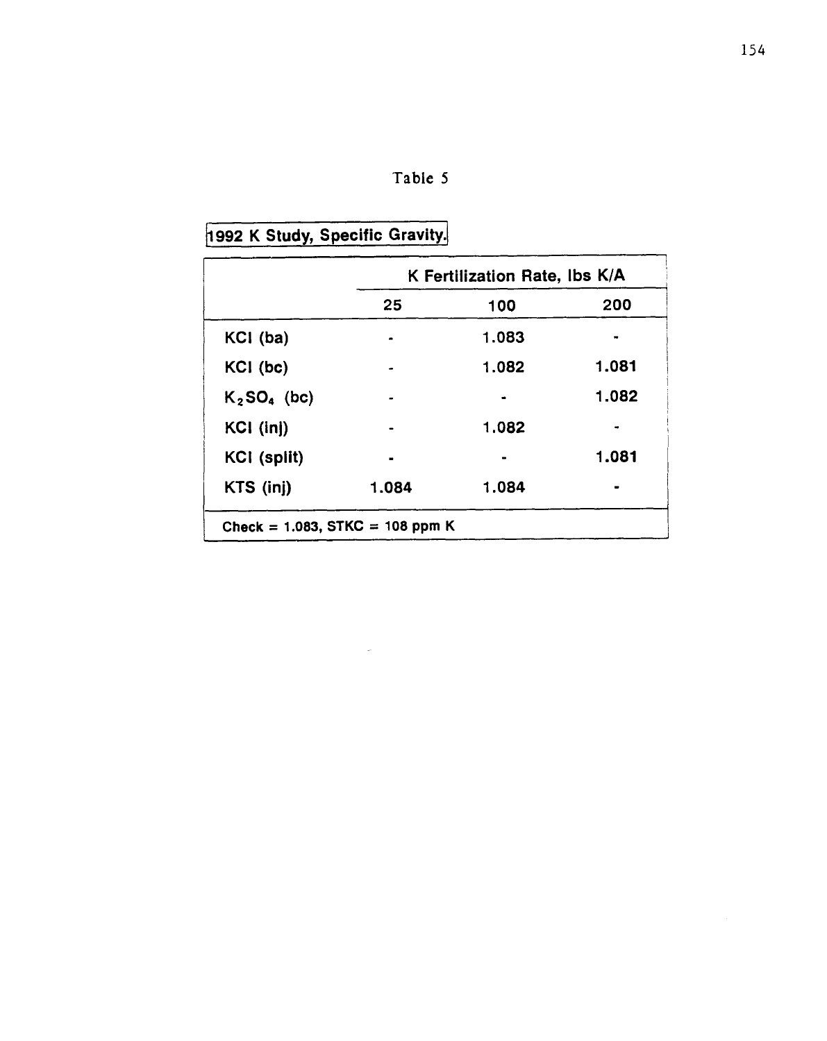Table 5

**1992 K Study, Specific Gravity.**

| | K Fertilization Rate, lbs K/A | | |
|---|---|---|---|
| | 25 | 100 | 200 |
| KCl (ba) | - | 1.083 | - |
| KCl (bc) | - | 1.082 | 1.081 |
| $K_2SO_4$ (bc) | - | - | 1.082 |
| KCl (inj) | - | 1.082 | - |
| KCl (split) | - | - | 1.081 |
| KTS (inj) | 1.084 | 1.084 | - |

Check = 1.083, STKC = 108 ppm K